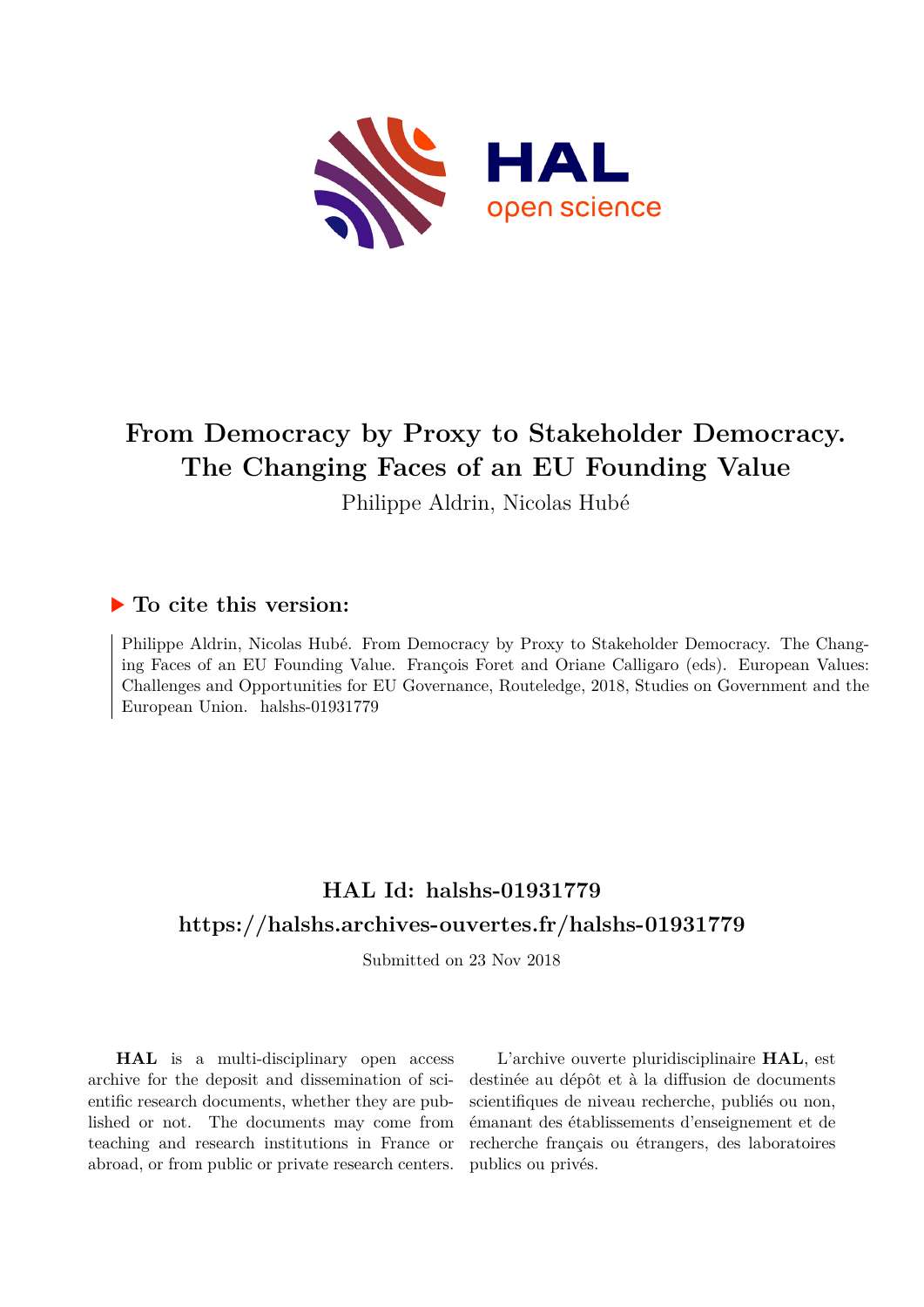# From Democracy by Proxy to Stakeholder Democracy. The Changing Faces of an EU Founding Value

Philippe Aldrin, Nicolas Hubé

## ▶ To cite this version:

Philippe Aldrin, Nicolas Hubé. From Democracy by Proxy to Stakeholder Democracy. The Changing Faces of an EU Founding Value. François Foret and Oriane Calligaro (eds). European Values: Challenges and Opportunities for EU Governance, Routeledge, 2018, Studies on Government and the European Union. halshs-01931779

## HAL Id: halshs-01931779

## https://halshs.archives-ouvertes.fr/halshs-01931779

Submitted on 23 Nov 2018

**HAL** is a multi-disciplinary open access archive for the deposit and dissemination of scientific research documents, whether they are published or not. The documents may come from teaching and research institutions in France or abroad, or from public or private research centers.

L'archive ouverte pluridisciplinaire **HAL**, est destinée au dépôt et à la diffusion de documents scientifiques de niveau recherche, publiés ou non, émanant des établissements d'enseignement et de recherche français ou étrangers, des laboratoires publics ou privés.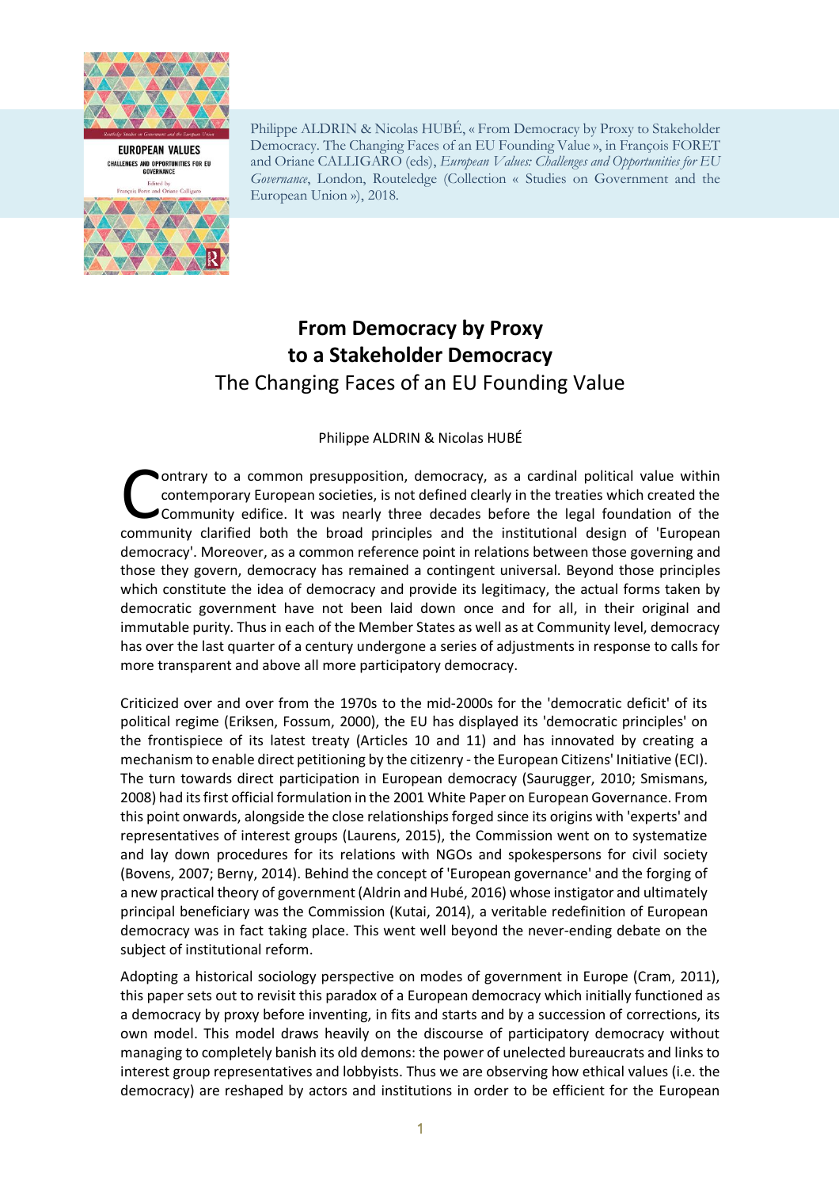Philippe ALDRIN & Nicolas HUBÉ, « From Democracy by Proxy to Stakeholder Democracy. The Changing Faces of an EU Founding Value », in François FORET and Oriane CALLIGARO (eds), *European Values: Challenges and Opportunities for EU Governance*, London, Routeledge (Collection « Studies on Government and the European Union »), 2018.

# From Democracy by Proxy to a Stakeholder Democracy

## The Changing Faces of an EU Founding Value

Philippe ALDRIN & Nicolas HUBÉ

Contrary to a common presupposition, democracy, as a cardinal political value within contemporary European societies, is not defined clearly in the treaties which created the Community edifice. It was nearly three decades before the legal foundation of the community clarified both the broad principles and the institutional design of 'European democracy'. Moreover, as a common reference point in relations between those governing and those they govern, democracy has remained a contingent universal. Beyond those principles which constitute the idea of democracy and provide its legitimacy, the actual forms taken by democratic government have not been laid down once and for all, in their original and immutable purity. Thus in each of the Member States as well as at Community level, democracy has over the last quarter of a century undergone a series of adjustments in response to calls for more transparent and above all more participatory democracy.

Criticized over and over from the 1970s to the mid-2000s for the 'democratic deficit' of its political regime (Eriksen, Fossum, 2000), the EU has displayed its 'democratic principles' on the frontispiece of its latest treaty (Articles 10 and 11) and has innovated by creating a mechanism to enable direct petitioning by the citizenry - the European Citizens' Initiative (ECI). The turn towards direct participation in European democracy (Saurugger, 2010; Smismans, 2008) had its first official formulation in the 2001 White Paper on European Governance. From this point onwards, alongside the close relationships forged since its origins with 'experts' and representatives of interest groups (Laurens, 2015), the Commission went on to systematize and lay down procedures for its relations with NGOs and spokespersons for civil society (Bovens, 2007; Berny, 2014). Behind the concept of 'European governance' and the forging of a new practical theory of government (Aldrin and Hubé, 2016) whose instigator and ultimately principal beneficiary was the Commission (Kutai, 2014), a veritable redefinition of European democracy was in fact taking place. This went well beyond the never-ending debate on the subject of institutional reform.

Adopting a historical sociology perspective on modes of government in Europe (Cram, 2011), this paper sets out to revisit this paradox of a European democracy which initially functioned as a democracy by proxy before inventing, in fits and starts and by a succession of corrections, its own model. This model draws heavily on the discourse of participatory democracy without managing to completely banish its old demons: the power of unelected bureaucrats and links to interest group representatives and lobbyists. Thus we are observing how ethical values (i.e. the democracy) are reshaped by actors and institutions in order to be efficient for the European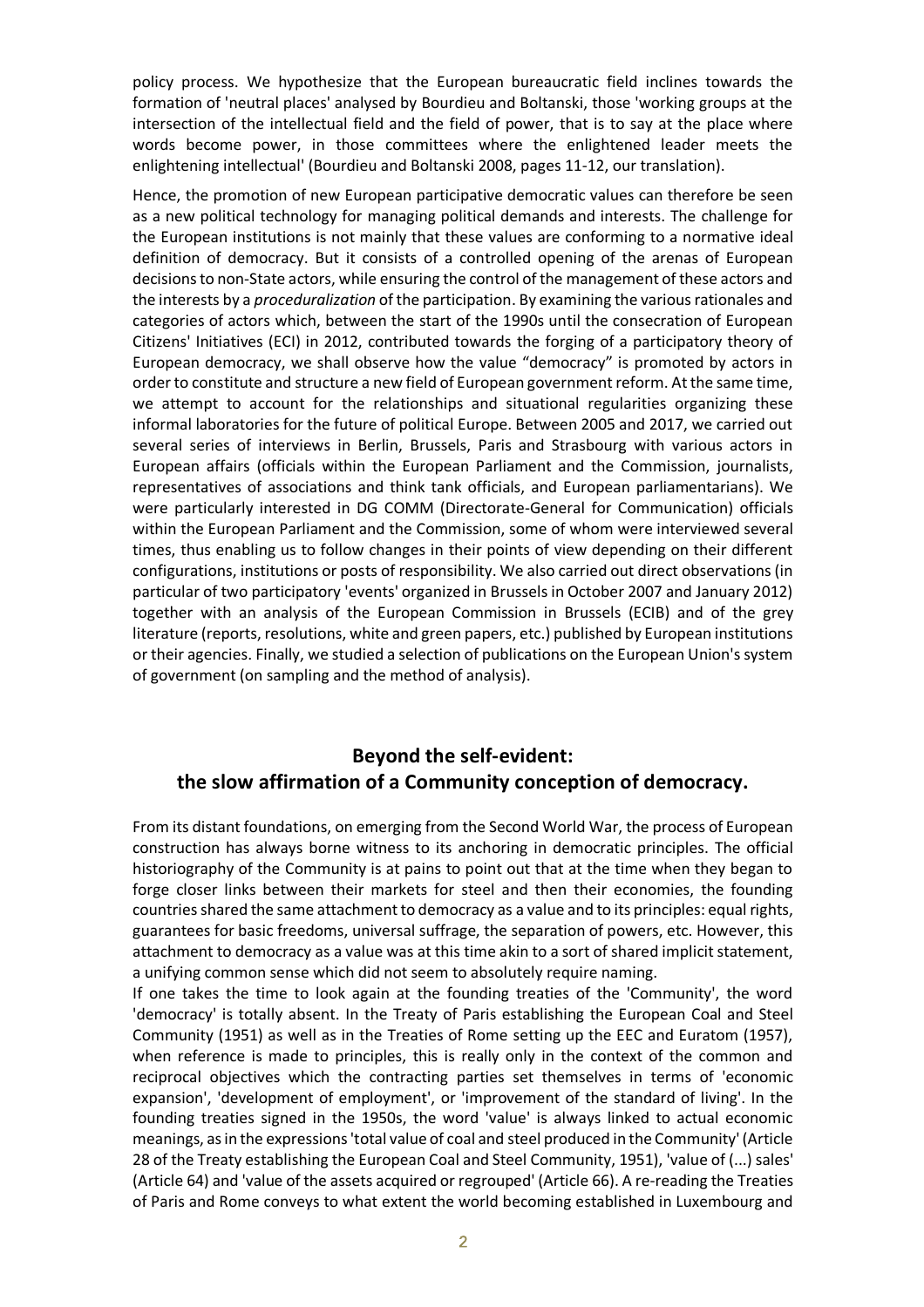policy process. We hypothesize that the European bureaucratic field inclines towards the formation of 'neutral places' analysed by Bourdieu and Boltanski, those 'working groups at the intersection of the intellectual field and the field of power, that is to say at the place where words become power, in those committees where the enlightened leader meets the enlightening intellectual' (Bourdieu and Boltanski 2008, pages 11-12, our translation).

Hence, the promotion of new European participative democratic values can therefore be seen as a new political technology for managing political demands and interests. The challenge for the European institutions is not mainly that these values are conforming to a normative ideal definition of democracy. But it consists of a controlled opening of the arenas of European decisions to non-State actors, while ensuring the control of the management of these actors and the interests by a *proceduralization* of the participation. By examining the various rationales and categories of actors which, between the start of the 1990s until the consecration of European Citizens' Initiatives (ECI) in 2012, contributed towards the forging of a participatory theory of European democracy, we shall observe how the value "democracy" is promoted by actors in order to constitute and structure a new field of European government reform. At the same time, we attempt to account for the relationships and situational regularities organizing these informal laboratories for the future of political Europe. Between 2005 and 2017, we carried out several series of interviews in Berlin, Brussels, Paris and Strasbourg with various actors in European affairs (officials within the European Parliament and the Commission, journalists, representatives of associations and think tank officials, and European parliamentarians). We were particularly interested in DG COMM (Directorate-General for Communication) officials within the European Parliament and the Commission, some of whom were interviewed several times, thus enabling us to follow changes in their points of view depending on their different configurations, institutions or posts of responsibility. We also carried out direct observations (in particular of two participatory 'events' organized in Brussels in October 2007 and January 2012) together with an analysis of the European Commission in Brussels (ECIB) and of the grey literature (reports, resolutions, white and green papers, etc.) published by European institutions or their agencies. Finally, we studied a selection of publications on the European Union's system of government (on sampling and the method of analysis).

## Beyond the self-evident: the slow affirmation of a Community conception of democracy.

From its distant foundations, on emerging from the Second World War, the process of European construction has always borne witness to its anchoring in democratic principles. The official historiography of the Community is at pains to point out that at the time when they began to forge closer links between their markets for steel and then their economies, the founding countries shared the same attachment to democracy as a value and to its principles: equal rights, guarantees for basic freedoms, universal suffrage, the separation of powers, etc. However, this attachment to democracy as a value was at this time akin to a sort of shared implicit statement, a unifying common sense which did not seem to absolutely require naming.

If one takes the time to look again at the founding treaties of the 'Community', the word 'democracy' is totally absent. In the Treaty of Paris establishing the European Coal and Steel Community (1951) as well as in the Treaties of Rome setting up the EEC and Euratom (1957), when reference is made to principles, this is really only in the context of the common and reciprocal objectives which the contracting parties set themselves in terms of 'economic expansion', 'development of employment', or 'improvement of the standard of living'. In the founding treaties signed in the 1950s, the word 'value' is always linked to actual economic meanings, as in the expressions 'total value of coal and steel produced in the Community' (Article 28 of the Treaty establishing the European Coal and Steel Community, 1951), 'value of (...) sales' (Article 64) and 'value of the assets acquired or regrouped' (Article 66). A re-reading the Treaties of Paris and Rome conveys to what extent the world becoming established in Luxembourg and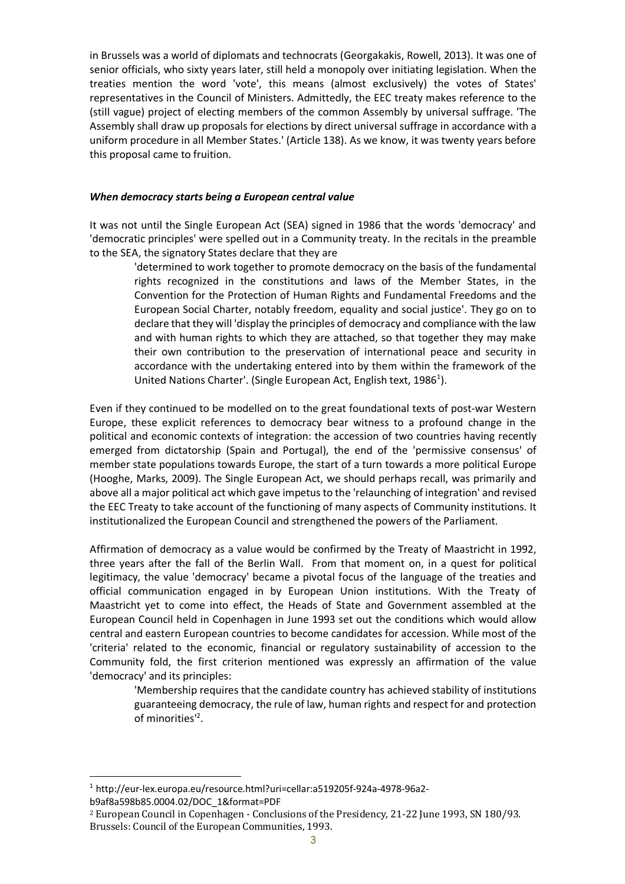in Brussels was a world of diplomats and technocrats (Georgakakis, Rowell, 2013). It was one of senior officials, who sixty years later, still held a monopoly over initiating legislation. When the treaties mention the word 'vote', this means (almost exclusively) the votes of States' representatives in the Council of Ministers. Admittedly, the EEC treaty makes reference to the (still vague) project of electing members of the common Assembly by universal suffrage. 'The Assembly shall draw up proposals for elections by direct universal suffrage in accordance with a uniform procedure in all Member States.' (Article 138). As we know, it was twenty years before this proposal came to fruition.

### *When democracy starts being a European central value*

It was not until the Single European Act (SEA) signed in 1986 that the words 'democracy' and 'democratic principles' were spelled out in a Community treaty. In the recitals in the preamble to the SEA, the signatory States declare that they are

> 'determined to work together to promote democracy on the basis of the fundamental rights recognized in the constitutions and laws of the Member States, in the Convention for the Protection of Human Rights and Fundamental Freedoms and the European Social Charter, notably freedom, equality and social justice'. They go on to declare that they will 'display the principles of democracy and compliance with the law and with human rights to which they are attached, so that together they may make their own contribution to the preservation of international peace and security in accordance with the undertaking entered into by them within the framework of the United Nations Charter'. (Single European Act, English text, 1986[1]).

Even if they continued to be modelled on to the great foundational texts of post-war Western Europe, these explicit references to democracy bear witness to a profound change in the political and economic contexts of integration: the accession of two countries having recently emerged from dictatorship (Spain and Portugal), the end of the 'permissive consensus' of member state populations towards Europe, the start of a turn towards a more political Europe (Hooghe, Marks, 2009). The Single European Act, we should perhaps recall, was primarily and above all a major political act which gave impetus to the 'relaunching of integration' and revised the EEC Treaty to take account of the functioning of many aspects of Community institutions. It institutionalized the European Council and strengthened the powers of the Parliament.

Affirmation of democracy as a value would be confirmed by the Treaty of Maastricht in 1992, three years after the fall of the Berlin Wall. From that moment on, in a quest for political legitimacy, the value 'democracy' became a pivotal focus of the language of the treaties and official communication engaged in by European Union institutions. With the Treaty of Maastricht yet to come into effect, the Heads of State and Government assembled at the European Council held in Copenhagen in June 1993 set out the conditions which would allow central and eastern European countries to become candidates for accession. While most of the 'criteria' related to the economic, financial or regulatory sustainability of accession to the Community fold, the first criterion mentioned was expressly an affirmation of the value 'democracy' and its principles:

> 'Membership requires that the candidate country has achieved stability of institutions guaranteeing democracy, the rule of law, human rights and respect for and protection of minorities'[2].

---

[1] http://eur-lex.europa.eu/resource.html?uri=cellar:a519205f-924a-4978-96a2-b9af8a598b85.0004.02/DOC_1&format=PDF

[2] European Council in Copenhagen - Conclusions of the Presidency, 21-22 June 1993, SN 180/93. Brussels: Council of the European Communities, 1993.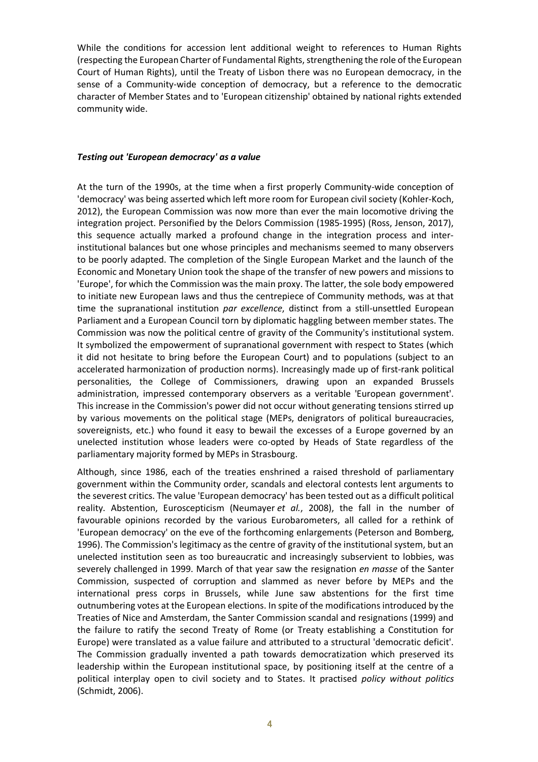While the conditions for accession lent additional weight to references to Human Rights (respecting the European Charter of Fundamental Rights, strengthening the role of the European Court of Human Rights), until the Treaty of Lisbon there was no European democracy, in the sense of a Community-wide conception of democracy, but a reference to the democratic character of Member States and to 'European citizenship' obtained by national rights extended community wide.

### *Testing out 'European democracy' as a value*

At the turn of the 1990s, at the time when a first properly Community-wide conception of 'democracy' was being asserted which left more room for European civil society (Kohler-Koch, 2012), the European Commission was now more than ever the main locomotive driving the integration project. Personified by the Delors Commission (1985-1995) (Ross, Jenson, 2017), this sequence actually marked a profound change in the integration process and inter-institutional balances but one whose principles and mechanisms seemed to many observers to be poorly adapted. The completion of the Single European Market and the launch of the Economic and Monetary Union took the shape of the transfer of new powers and missions to 'Europe', for which the Commission was the main proxy. The latter, the sole body empowered to initiate new European laws and thus the centrepiece of Community methods, was at that time the supranational institution *par excellence*, distinct from a still-unsettled European Parliament and a European Council torn by diplomatic haggling between member states. The Commission was now the political centre of gravity of the Community's institutional system. It symbolized the empowerment of supranational government with respect to States (which it did not hesitate to bring before the European Court) and to populations (subject to an accelerated harmonization of production norms). Increasingly made up of first-rank political personalities, the College of Commissioners, drawing upon an expanded Brussels administration, impressed contemporary observers as a veritable 'European government'. This increase in the Commission's power did not occur without generating tensions stirred up by various movements on the political stage (MEPs, denigrators of political bureaucracies, sovereignists, etc.) who found it easy to bewail the excesses of a Europe governed by an unelected institution whose leaders were co-opted by Heads of State regardless of the parliamentary majority formed by MEPs in Strasbourg.

Although, since 1986, each of the treaties enshrined a raised threshold of parliamentary government within the Community order, scandals and electoral contests lent arguments to the severest critics. The value 'European democracy' has been tested out as a difficult political reality. Abstention, Euroscepticism (Neumayer *et al.*, 2008), the fall in the number of favourable opinions recorded by the various Eurobarometers, all called for a rethink of 'European democracy' on the eve of the forthcoming enlargements (Peterson and Bomberg, 1996). The Commission's legitimacy as the centre of gravity of the institutional system, but an unelected institution seen as too bureaucratic and increasingly subservient to lobbies, was severely challenged in 1999. March of that year saw the resignation *en masse* of the Santer Commission, suspected of corruption and slammed as never before by MEPs and the international press corps in Brussels, while June saw abstentions for the first time outnumbering votes at the European elections. In spite of the modifications introduced by the Treaties of Nice and Amsterdam, the Santer Commission scandal and resignations (1999) and the failure to ratify the second Treaty of Rome (or Treaty establishing a Constitution for Europe) were translated as a value failure and attributed to a structural 'democratic deficit'. The Commission gradually invented a path towards democratization which preserved its leadership within the European institutional space, by positioning itself at the centre of a political interplay open to civil society and to States. It practised *policy without politics* (Schmidt, 2006).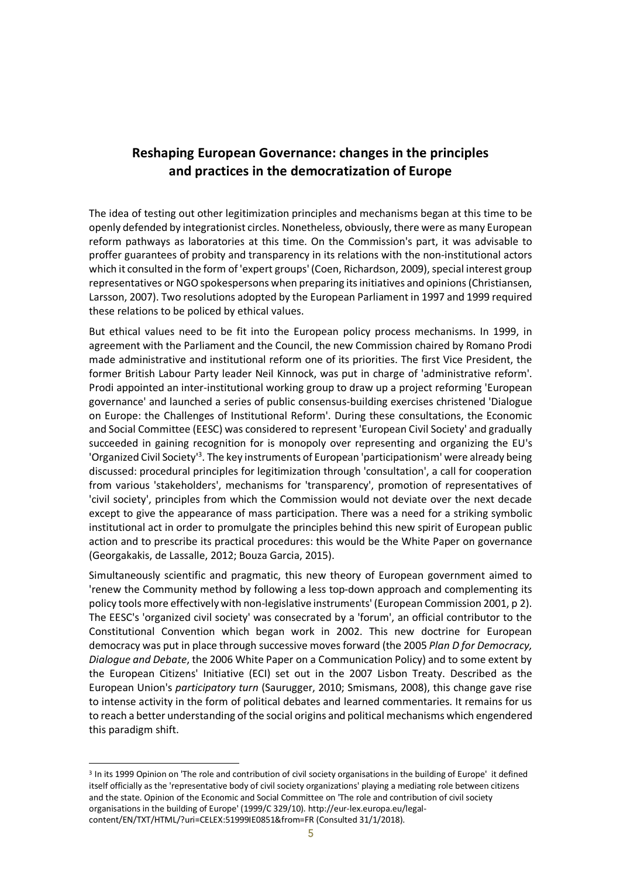## Reshaping European Governance: changes in the principles and practices in the democratization of Europe

The idea of testing out other legitimization principles and mechanisms began at this time to be openly defended by integrationist circles. Nonetheless, obviously, there were as many European reform pathways as laboratories at this time. On the Commission's part, it was advisable to proffer guarantees of probity and transparency in its relations with the non-institutional actors which it consulted in the form of 'expert groups' (Coen, Richardson, 2009), special interest group representatives or NGO spokespersons when preparing its initiatives and opinions (Christiansen, Larsson, 2007). Two resolutions adopted by the European Parliament in 1997 and 1999 required these relations to be policed by ethical values.

But ethical values need to be fit into the European policy process mechanisms. In 1999, in agreement with the Parliament and the Council, the new Commission chaired by Romano Prodi made administrative and institutional reform one of its priorities. The first Vice President, the former British Labour Party leader Neil Kinnock, was put in charge of 'administrative reform'. Prodi appointed an inter-institutional working group to draw up a project reforming 'European governance' and launched a series of public consensus-building exercises christened 'Dialogue on Europe: the Challenges of Institutional Reform'. During these consultations, the Economic and Social Committee (EESC) was considered to represent 'European Civil Society' and gradually succeeded in gaining recognition for is monopoly over representing and organizing the EU's 'Organized Civil Society'[3]. The key instruments of European 'participationism' were already being discussed: procedural principles for legitimization through 'consultation', a call for cooperation from various 'stakeholders', mechanisms for 'transparency', promotion of representatives of 'civil society', principles from which the Commission would not deviate over the next decade except to give the appearance of mass participation. There was a need for a striking symbolic institutional act in order to promulgate the principles behind this new spirit of European public action and to prescribe its practical procedures: this would be the White Paper on governance (Georgakakis, de Lassalle, 2012; Bouza Garcia, 2015).

Simultaneously scientific and pragmatic, this new theory of European government aimed to 'renew the Community method by following a less top-down approach and complementing its policy tools more effectively with non-legislative instruments' (European Commission 2001, p 2). The EESC's 'organized civil society' was consecrated by a 'forum', an official contributor to the Constitutional Convention which began work in 2002. This new doctrine for European democracy was put in place through successive moves forward (the 2005 *Plan D for Democracy, Dialogue and Debate*, the 2006 White Paper on a Communication Policy) and to some extent by the European Citizens' Initiative (ECI) set out in the 2007 Lisbon Treaty. Described as the European Union's *participatory turn* (Saurugger, 2010; Smismans, 2008), this change gave rise to intense activity in the form of political debates and learned commentaries. It remains for us to reach a better understanding of the social origins and political mechanisms which engendered this paradigm shift.

---

[3] In its 1999 Opinion on 'The role and contribution of civil society organisations in the building of Europe' it defined itself officially as the 'representative body of civil society organizations' playing a mediating role between citizens and the state. Opinion of the Economic and Social Committee on 'The role and contribution of civil society organisations in the building of Europe' (1999/C 329/10). http://eur-lex.europa.eu/legal-content/EN/TXT/HTML/?uri=CELEX:51999IE0851&from=FR (Consulted 31/1/2018).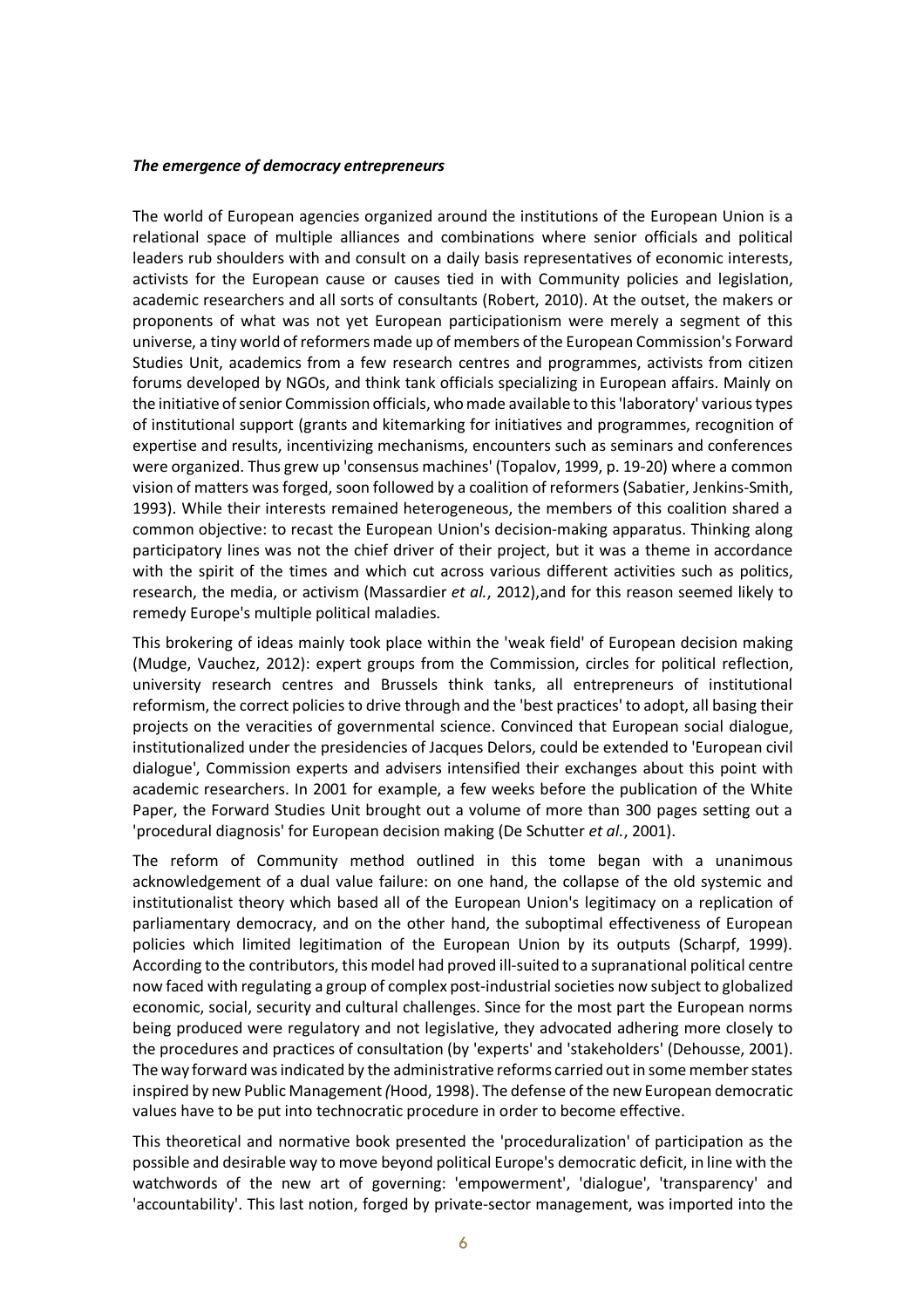***The emergence of democracy entrepreneurs***

The world of European agencies organized around the institutions of the European Union is a relational space of multiple alliances and combinations where senior officials and political leaders rub shoulders with and consult on a daily basis representatives of economic interests, activists for the European cause or causes tied in with Community policies and legislation, academic researchers and all sorts of consultants (Robert, 2010). At the outset, the makers or proponents of what was not yet European participationism were merely a segment of this universe, a tiny world of reformers made up of members of the European Commission's Forward Studies Unit, academics from a few research centres and programmes, activists from citizen forums developed by NGOs, and think tank officials specializing in European affairs. Mainly on the initiative of senior Commission officials, who made available to this 'laboratory' various types of institutional support (grants and kitemarking for initiatives and programmes, recognition of expertise and results, incentivizing mechanisms, encounters such as seminars and conferences were organized. Thus grew up 'consensus machines' (Topalov, 1999, p. 19-20) where a common vision of matters was forged, soon followed by a coalition of reformers (Sabatier, Jenkins-Smith, 1993). While their interests remained heterogeneous, the members of this coalition shared a common objective: to recast the European Union's decision-making apparatus. Thinking along participatory lines was not the chief driver of their project, but it was a theme in accordance with the spirit of the times and which cut across various different activities such as politics, research, the media, or activism (Massardier *et al.*, 2012),and for this reason seemed likely to remedy Europe's multiple political maladies.

This brokering of ideas mainly took place within the 'weak field' of European decision making (Mudge, Vauchez, 2012): expert groups from the Commission, circles for political reflection, university research centres and Brussels think tanks, all entrepreneurs of institutional reformism, the correct policies to drive through and the 'best practices' to adopt, all basing their projects on the veracities of governmental science. Convinced that European social dialogue, institutionalized under the presidencies of Jacques Delors, could be extended to 'European civil dialogue', Commission experts and advisers intensified their exchanges about this point with academic researchers. In 2001 for example, a few weeks before the publication of the White Paper, the Forward Studies Unit brought out a volume of more than 300 pages setting out a 'procedural diagnosis' for European decision making (De Schutter *et al.*, 2001).

The reform of Community method outlined in this tome began with a unanimous acknowledgement of a dual value failure: on one hand, the collapse of the old systemic and institutionalist theory which based all of the European Union's legitimacy on a replication of parliamentary democracy, and on the other hand, the suboptimal effectiveness of European policies which limited legitimation of the European Union by its outputs (Scharpf, 1999). According to the contributors, this model had proved ill-suited to a supranational political centre now faced with regulating a group of complex post-industrial societies now subject to globalized economic, social, security and cultural challenges. Since for the most part the European norms being produced were regulatory and not legislative, they advocated adhering more closely to the procedures and practices of consultation (by 'experts' and 'stakeholders' (Dehousse, 2001). The way forward was indicated by the administrative reforms carried out in some member states inspired by new Public Management *(*Hood, 1998). The defense of the new European democratic values have to be put into technocratic procedure in order to become effective.

This theoretical and normative book presented the 'proceduralization' of participation as the possible and desirable way to move beyond political Europe's democratic deficit, in line with the watchwords of the new art of governing: 'empowerment', 'dialogue', 'transparency' and 'accountability'. This last notion, forged by private-sector management, was imported into the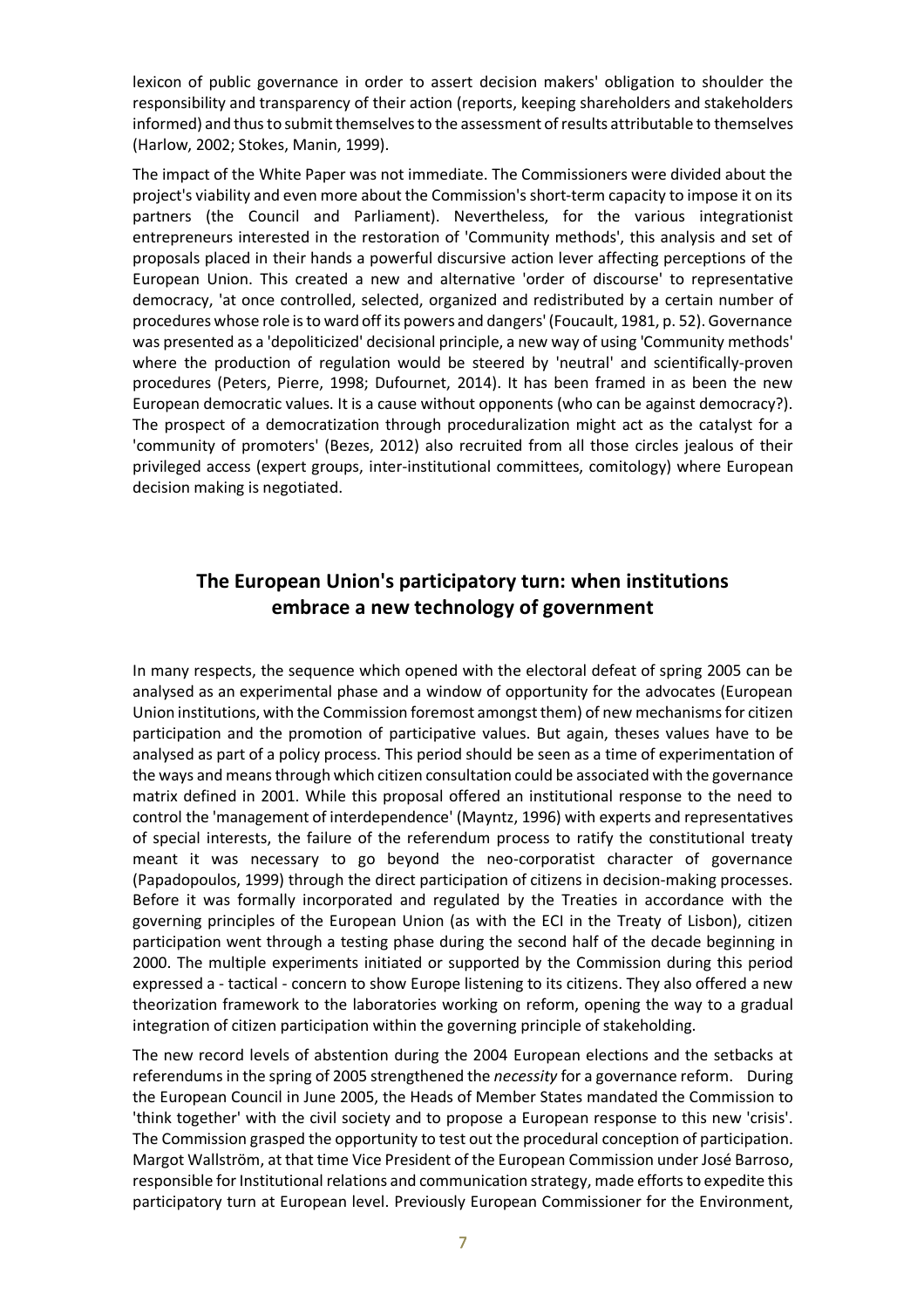lexicon of public governance in order to assert decision makers' obligation to shoulder the responsibility and transparency of their action (reports, keeping shareholders and stakeholders informed) and thus to submit themselves to the assessment of results attributable to themselves (Harlow, 2002; Stokes, Manin, 1999).

The impact of the White Paper was not immediate. The Commissioners were divided about the project's viability and even more about the Commission's short-term capacity to impose it on its partners (the Council and Parliament). Nevertheless, for the various integrationist entrepreneurs interested in the restoration of 'Community methods', this analysis and set of proposals placed in their hands a powerful discursive action lever affecting perceptions of the European Union. This created a new and alternative 'order of discourse' to representative democracy, 'at once controlled, selected, organized and redistributed by a certain number of procedures whose role is to ward off its powers and dangers' (Foucault, 1981, p. 52). Governance was presented as a 'depoliticized' decisional principle, a new way of using 'Community methods' where the production of regulation would be steered by 'neutral' and scientifically-proven procedures (Peters, Pierre, 1998; Dufournet, 2014). It has been framed in as been the new European democratic values. It is a cause without opponents (who can be against democracy?). The prospect of a democratization through proceduralization might act as the catalyst for a 'community of promoters' (Bezes, 2012) also recruited from all those circles jealous of their privileged access (expert groups, inter-institutional committees, comitology) where European decision making is negotiated.

## The European Union's participatory turn: when institutions embrace a new technology of government

In many respects, the sequence which opened with the electoral defeat of spring 2005 can be analysed as an experimental phase and a window of opportunity for the advocates (European Union institutions, with the Commission foremost amongst them) of new mechanisms for citizen participation and the promotion of participative values. But again, theses values have to be analysed as part of a policy process. This period should be seen as a time of experimentation of the ways and means through which citizen consultation could be associated with the governance matrix defined in 2001. While this proposal offered an institutional response to the need to control the 'management of interdependence' (Mayntz, 1996) with experts and representatives of special interests, the failure of the referendum process to ratify the constitutional treaty meant it was necessary to go beyond the neo-corporatist character of governance (Papadopoulos, 1999) through the direct participation of citizens in decision-making processes. Before it was formally incorporated and regulated by the Treaties in accordance with the governing principles of the European Union (as with the ECI in the Treaty of Lisbon), citizen participation went through a testing phase during the second half of the decade beginning in 2000. The multiple experiments initiated or supported by the Commission during this period expressed a - tactical - concern to show Europe listening to its citizens. They also offered a new theorization framework to the laboratories working on reform, opening the way to a gradual integration of citizen participation within the governing principle of stakeholding.

The new record levels of abstention during the 2004 European elections and the setbacks at referendums in the spring of 2005 strengthened the *necessity* for a governance reform. During the European Council in June 2005, the Heads of Member States mandated the Commission to 'think together' with the civil society and to propose a European response to this new 'crisis'. The Commission grasped the opportunity to test out the procedural conception of participation. Margot Wallström, at that time Vice President of the European Commission under José Barroso, responsible for Institutional relations and communication strategy, made efforts to expedite this participatory turn at European level. Previously European Commissioner for the Environment,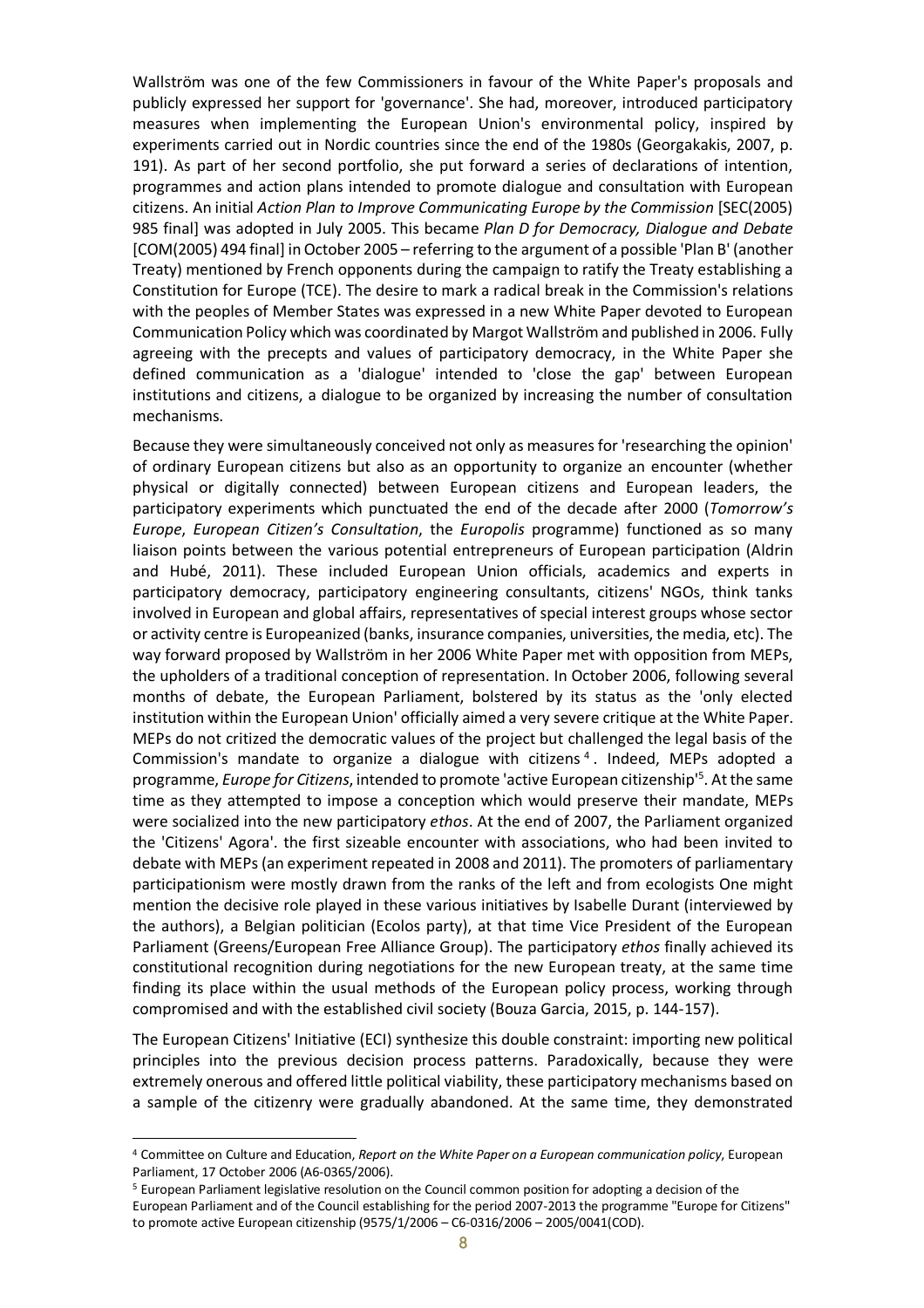Wallström was one of the few Commissioners in favour of the White Paper's proposals and publicly expressed her support for 'governance'. She had, moreover, introduced participatory measures when implementing the European Union's environmental policy, inspired by experiments carried out in Nordic countries since the end of the 1980s (Georgakakis, 2007, p. 191). As part of her second portfolio, she put forward a series of declarations of intention, programmes and action plans intended to promote dialogue and consultation with European citizens. An initial *Action Plan to Improve Communicating Europe by the Commission* [SEC(2005) 985 final] was adopted in July 2005. This became *Plan D for Democracy, Dialogue and Debate* [COM(2005) 494 final] in October 2005 – referring to the argument of a possible 'Plan B' (another Treaty) mentioned by French opponents during the campaign to ratify the Treaty establishing a Constitution for Europe (TCE). The desire to mark a radical break in the Commission's relations with the peoples of Member States was expressed in a new White Paper devoted to European Communication Policy which was coordinated by Margot Wallström and published in 2006. Fully agreeing with the precepts and values of participatory democracy, in the White Paper she defined communication as a 'dialogue' intended to 'close the gap' between European institutions and citizens, a dialogue to be organized by increasing the number of consultation mechanisms.

Because they were simultaneously conceived not only as measures for 'researching the opinion' of ordinary European citizens but also as an opportunity to organize an encounter (whether physical or digitally connected) between European citizens and European leaders, the participatory experiments which punctuated the end of the decade after 2000 (*Tomorrow's Europe*, *European Citizen's Consultation*, the *Europolis* programme) functioned as so many liaison points between the various potential entrepreneurs of European participation (Aldrin and Hubé, 2011). These included European Union officials, academics and experts in participatory democracy, participatory engineering consultants, citizens' NGOs, think tanks involved in European and global affairs, representatives of special interest groups whose sector or activity centre is Europeanized (banks, insurance companies, universities, the media, etc). The way forward proposed by Wallström in her 2006 White Paper met with opposition from MEPs, the upholders of a traditional conception of representation. In October 2006, following several months of debate, the European Parliament, bolstered by its status as the 'only elected institution within the European Union' officially aimed a very severe critique at the White Paper. MEPs do not critized the democratic values of the project but challenged the legal basis of the Commission's mandate to organize a dialogue with citizens[4]. Indeed, MEPs adopted a programme, *Europe for Citizens*, intended to promote 'active European citizenship'[5]. At the same time as they attempted to impose a conception which would preserve their mandate, MEPs were socialized into the new participatory *ethos*. At the end of 2007, the Parliament organized the 'Citizens' Agora'. the first sizeable encounter with associations, who had been invited to debate with MEPs (an experiment repeated in 2008 and 2011). The promoters of parliamentary participationism were mostly drawn from the ranks of the left and from ecologists One might mention the decisive role played in these various initiatives by Isabelle Durant (interviewed by the authors), a Belgian politician (Ecolos party), at that time Vice President of the European Parliament (Greens/European Free Alliance Group). The participatory *ethos* finally achieved its constitutional recognition during negotiations for the new European treaty, at the same time finding its place within the usual methods of the European policy process, working through compromised and with the established civil society (Bouza Garcia, 2015, p. 144-157).

The European Citizens' Initiative (ECI) synthesize this double constraint: importing new political principles into the previous decision process patterns. Paradoxically, because they were extremely onerous and offered little political viability, these participatory mechanisms based on a sample of the citizenry were gradually abandoned. At the same time, they demonstrated

[4] Committee on Culture and Education, *Report on the White Paper on a European communication policy*, European Parliament, 17 October 2006 (A6-0365/2006).

[5] European Parliament legislative resolution on the Council common position for adopting a decision of the European Parliament and of the Council establishing for the period 2007-2013 the programme "Europe for Citizens" to promote active European citizenship (9575/1/2006 – C6-0316/2006 – 2005/0041(COD).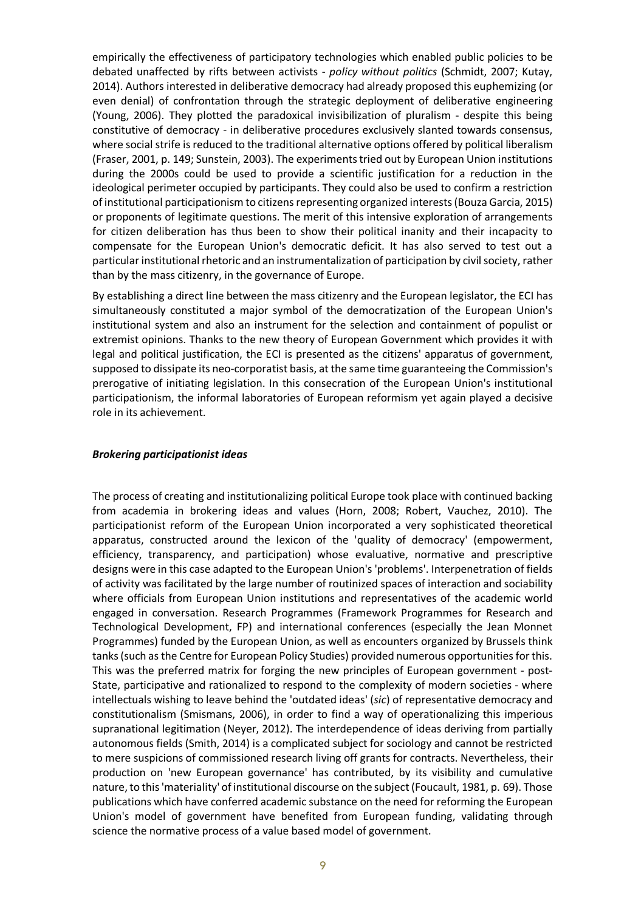empirically the effectiveness of participatory technologies which enabled public policies to be debated unaffected by rifts between activists - *policy without politics* (Schmidt, 2007; Kutay, 2014). Authors interested in deliberative democracy had already proposed this euphemizing (or even denial) of confrontation through the strategic deployment of deliberative engineering (Young, 2006). They plotted the paradoxical invisibilization of pluralism - despite this being constitutive of democracy - in deliberative procedures exclusively slanted towards consensus, where social strife is reduced to the traditional alternative options offered by political liberalism (Fraser, 2001, p. 149; Sunstein, 2003). The experiments tried out by European Union institutions during the 2000s could be used to provide a scientific justification for a reduction in the ideological perimeter occupied by participants. They could also be used to confirm a restriction of institutional participationism to citizens representing organized interests (Bouza Garcia, 2015) or proponents of legitimate questions. The merit of this intensive exploration of arrangements for citizen deliberation has thus been to show their political inanity and their incapacity to compensate for the European Union's democratic deficit. It has also served to test out a particular institutional rhetoric and an instrumentalization of participation by civil society, rather than by the mass citizenry, in the governance of Europe.

By establishing a direct line between the mass citizenry and the European legislator, the ECI has simultaneously constituted a major symbol of the democratization of the European Union's institutional system and also an instrument for the selection and containment of populist or extremist opinions. Thanks to the new theory of European Government which provides it with legal and political justification, the ECI is presented as the citizens' apparatus of government, supposed to dissipate its neo-corporatist basis, at the same time guaranteeing the Commission's prerogative of initiating legislation. In this consecration of the European Union's institutional participationism, the informal laboratories of European reformism yet again played a decisive role in its achievement.

### *Brokering participationist ideas*

The process of creating and institutionalizing political Europe took place with continued backing from academia in brokering ideas and values (Horn, 2008; Robert, Vauchez, 2010). The participationist reform of the European Union incorporated a very sophisticated theoretical apparatus, constructed around the lexicon of the 'quality of democracy' (empowerment, efficiency, transparency, and participation) whose evaluative, normative and prescriptive designs were in this case adapted to the European Union's 'problems'. Interpenetration of fields of activity was facilitated by the large number of routinized spaces of interaction and sociability where officials from European Union institutions and representatives of the academic world engaged in conversation. Research Programmes (Framework Programmes for Research and Technological Development, FP) and international conferences (especially the Jean Monnet Programmes) funded by the European Union, as well as encounters organized by Brussels think tanks (such as the Centre for European Policy Studies) provided numerous opportunities for this. This was the preferred matrix for forging the new principles of European government - post-State, participative and rationalized to respond to the complexity of modern societies - where intellectuals wishing to leave behind the 'outdated ideas' (*sic*) of representative democracy and constitutionalism (Smismans, 2006), in order to find a way of operationalizing this imperious supranational legitimation (Neyer, 2012). The interdependence of ideas deriving from partially autonomous fields (Smith, 2014) is a complicated subject for sociology and cannot be restricted to mere suspicions of commissioned research living off grants for contracts. Nevertheless, their production on 'new European governance' has contributed, by its visibility and cumulative nature, to this 'materiality' of institutional discourse on the subject (Foucault, 1981, p. 69). Those publications which have conferred academic substance on the need for reforming the European Union's model of government have benefited from European funding, validating through science the normative process of a value based model of government.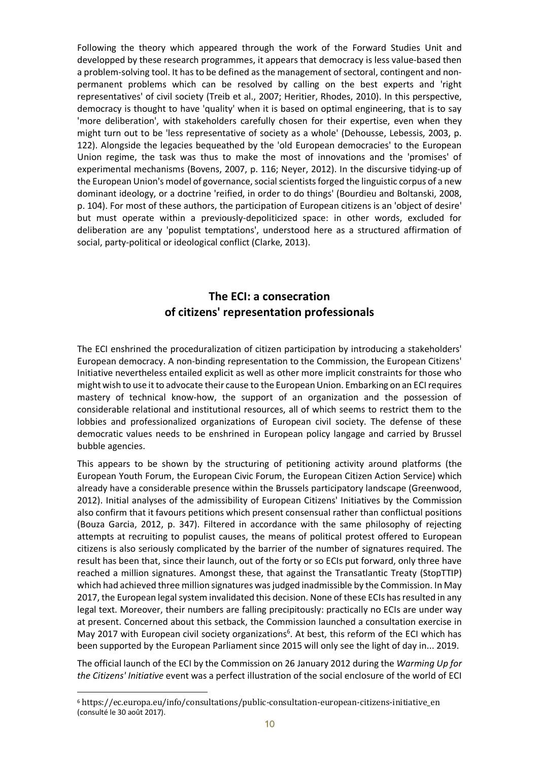Following the theory which appeared through the work of the Forward Studies Unit and developped by these research programmes, it appears that democracy is less value-based then a problem-solving tool. It has to be defined as the management of sectoral, contingent and non-permanent problems which can be resolved by calling on the best experts and 'right representatives' of civil society (Treib et al., 2007; Heritier, Rhodes, 2010). In this perspective, democracy is thought to have 'quality' when it is based on optimal engineering, that is to say 'more deliberation', with stakeholders carefully chosen for their expertise, even when they might turn out to be 'less representative of society as a whole' (Dehousse, Lebessis, 2003, p. 122). Alongside the legacies bequeathed by the 'old European democracies' to the European Union regime, the task was thus to make the most of innovations and the 'promises' of experimental mechanisms (Bovens, 2007, p. 116; Neyer, 2012). In the discursive tidying-up of the European Union's model of governance, social scientists forged the linguistic corpus of a new dominant ideology, or a doctrine 'reified, in order to do things' (Bourdieu and Boltanski, 2008, p. 104). For most of these authors, the participation of European citizens is an 'object of desire' but must operate within a previously-depoliticized space: in other words, excluded for deliberation are any 'populist temptations', understood here as a structured affirmation of social, party-political or ideological conflict (Clarke, 2013).

## The ECI: a consecration of citizens' representation professionals

The ECI enshrined the proceduralization of citizen participation by introducing a stakeholders' European democracy. A non-binding representation to the Commission, the European Citizens' Initiative nevertheless entailed explicit as well as other more implicit constraints for those who might wish to use it to advocate their cause to the European Union. Embarking on an ECI requires mastery of technical know-how, the support of an organization and the possession of considerable relational and institutional resources, all of which seems to restrict them to the lobbies and professionalized organizations of European civil society. The defense of these democratic values needs to be enshrined in European policy langage and carried by Brussel bubble agencies.

This appears to be shown by the structuring of petitioning activity around platforms (the European Youth Forum, the European Civic Forum, the European Citizen Action Service) which already have a considerable presence within the Brussels participatory landscape (Greenwood, 2012). Initial analyses of the admissibility of European Citizens' Initiatives by the Commission also confirm that it favours petitions which present consensual rather than conflictual positions (Bouza Garcia, 2012, p. 347). Filtered in accordance with the same philosophy of rejecting attempts at recruiting to populist causes, the means of political protest offered to European citizens is also seriously complicated by the barrier of the number of signatures required. The result has been that, since their launch, out of the forty or so ECIs put forward, only three have reached a million signatures. Amongst these, that against the Transatlantic Treaty (StopTTIP) which had achieved three million signatures was judged inadmissible by the Commission. In May 2017, the European legal system invalidated this decision. None of these ECIs has resulted in any legal text. Moreover, their numbers are falling precipitously: practically no ECIs are under way at present. Concerned about this setback, the Commission launched a consultation exercise in May 2017 with European civil society organizations[6]. At best, this reform of the ECI which has been supported by the European Parliament since 2015 will only see the light of day in... 2019.

The official launch of the ECI by the Commission on 26 January 2012 during the *Warming Up for the Citizens' Initiative* event was a perfect illustration of the social enclosure of the world of ECI

[6] https://ec.europa.eu/info/consultations/public-consultation-european-citizens-initiative_en (consulté le 30 août 2017).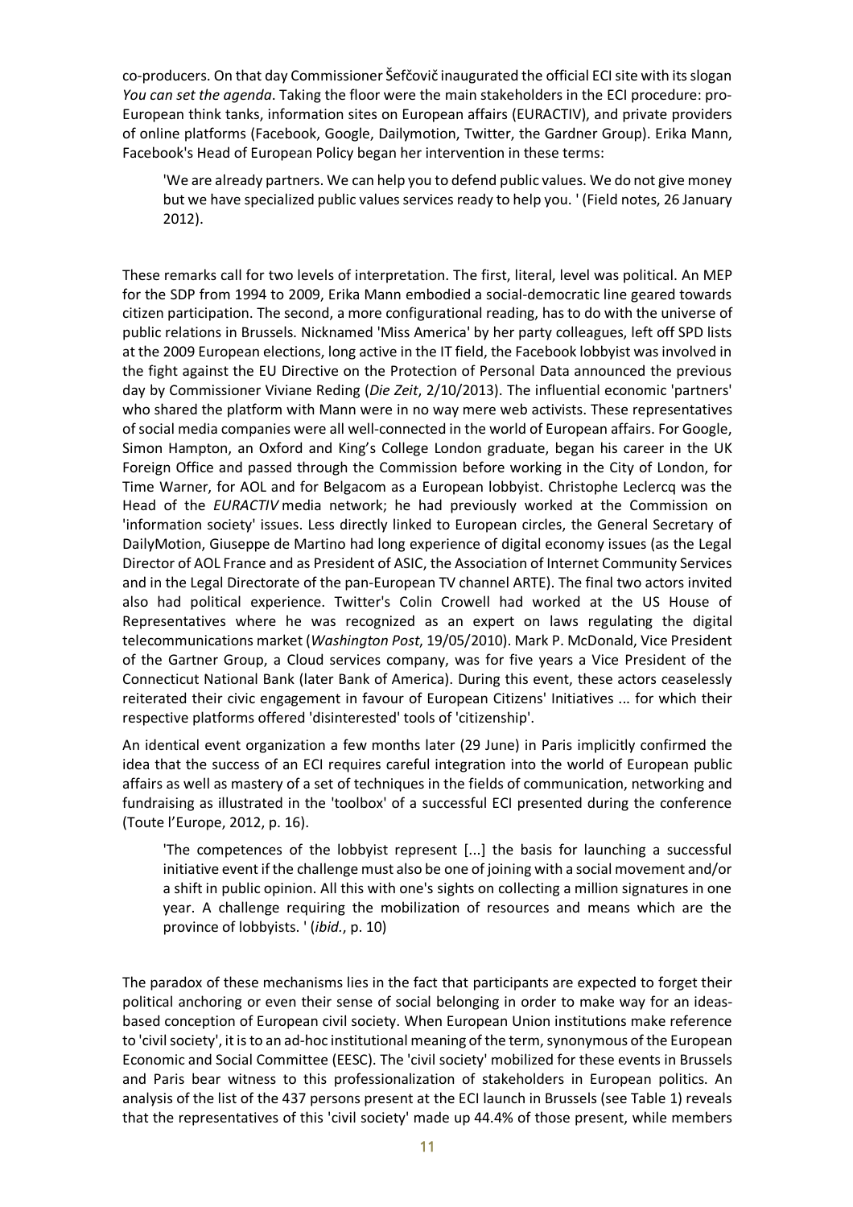co-producers. On that day Commissioner Šefčovič inaugurated the official ECI site with its slogan *You can set the agenda*. Taking the floor were the main stakeholders in the ECI procedure: pro-European think tanks, information sites on European affairs (EURACTIV), and private providers of online platforms (Facebook, Google, Dailymotion, Twitter, the Gardner Group). Erika Mann, Facebook's Head of European Policy began her intervention in these terms:

> 'We are already partners. We can help you to defend public values. We do not give money but we have specialized public values services ready to help you. ' (Field notes, 26 January 2012).

These remarks call for two levels of interpretation. The first, literal, level was political. An MEP for the SDP from 1994 to 2009, Erika Mann embodied a social-democratic line geared towards citizen participation. The second, a more configurational reading, has to do with the universe of public relations in Brussels. Nicknamed 'Miss America' by her party colleagues, left off SPD lists at the 2009 European elections, long active in the IT field, the Facebook lobbyist was involved in the fight against the EU Directive on the Protection of Personal Data announced the previous day by Commissioner Viviane Reding (*Die Zeit*, 2/10/2013). The influential economic 'partners' who shared the platform with Mann were in no way mere web activists. These representatives of social media companies were all well-connected in the world of European affairs. For Google, Simon Hampton, an Oxford and King's College London graduate, began his career in the UK Foreign Office and passed through the Commission before working in the City of London, for Time Warner, for AOL and for Belgacom as a European lobbyist. Christophe Leclercq was the Head of the *EURACTIV* media network; he had previously worked at the Commission on 'information society' issues. Less directly linked to European circles, the General Secretary of DailyMotion, Giuseppe de Martino had long experience of digital economy issues (as the Legal Director of AOL France and as President of ASIC, the Association of Internet Community Services and in the Legal Directorate of the pan-European TV channel ARTE). The final two actors invited also had political experience. Twitter's Colin Crowell had worked at the US House of Representatives where he was recognized as an expert on laws regulating the digital telecommunications market (*Washington Post*, 19/05/2010). Mark P. McDonald, Vice President of the Gartner Group, a Cloud services company, was for five years a Vice President of the Connecticut National Bank (later Bank of America). During this event, these actors ceaselessly reiterated their civic engagement in favour of European Citizens' Initiatives ... for which their respective platforms offered 'disinterested' tools of 'citizenship'.

An identical event organization a few months later (29 June) in Paris implicitly confirmed the idea that the success of an ECI requires careful integration into the world of European public affairs as well as mastery of a set of techniques in the fields of communication, networking and fundraising as illustrated in the 'toolbox' of a successful ECI presented during the conference (Toute l'Europe, 2012, p. 16).

> 'The competences of the lobbyist represent [...] the basis for launching a successful initiative event if the challenge must also be one of joining with a social movement and/or a shift in public opinion. All this with one's sights on collecting a million signatures in one year. A challenge requiring the mobilization of resources and means which are the province of lobbyists. ' (*ibid.*, p. 10)

The paradox of these mechanisms lies in the fact that participants are expected to forget their political anchoring or even their sense of social belonging in order to make way for an ideas-based conception of European civil society. When European Union institutions make reference to 'civil society', it is to an ad-hoc institutional meaning of the term, synonymous of the European Economic and Social Committee (EESC). The 'civil society' mobilized for these events in Brussels and Paris bear witness to this professionalization of stakeholders in European politics. An analysis of the list of the 437 persons present at the ECI launch in Brussels (see Table 1) reveals that the representatives of this 'civil society' made up 44.4% of those present, while members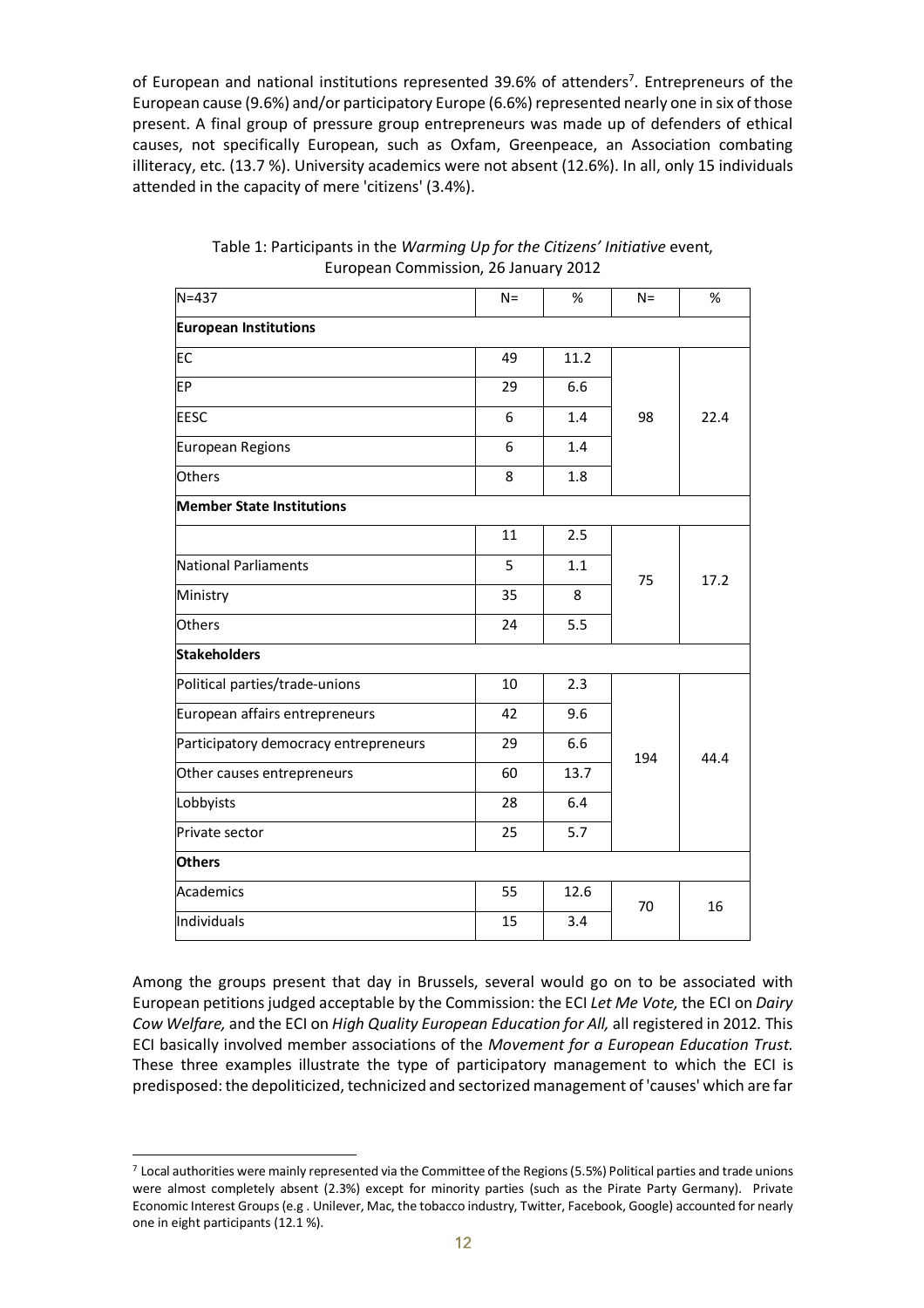of European and national institutions represented 39.6% of attenders[7]. Entrepreneurs of the European cause (9.6%) and/or participatory Europe (6.6%) represented nearly one in six of those present. A final group of pressure group entrepreneurs was made up of defenders of ethical causes, not specifically European, such as Oxfam, Greenpeace, an Association combating illiteracy, etc. (13.7 %). University academics were not absent (12.6%). In all, only 15 individuals attended in the capacity of mere 'citizens' (3.4%).

Table 1: Participants in the *Warming Up for the Citizens' Initiative* event, European Commission, 26 January 2012

| N=437 | N= | % | N= | % |
|---|---|---|---|---|
| **European Institutions** | | | | |
| EC | 49 | 11.2 | 98 | 22.4 |
| EP | 29 | 6.6 | | |
| EESC | 6 | 1.4 | | |
| European Regions | 6 | 1.4 | | |
| Others | 8 | 1.8 | | |
| **Member State Institutions** | | | | |
| | 11 | 2.5 | 75 | 17.2 |
| National Parliaments | 5 | 1.1 | | |
| Ministry | 35 | 8 | | |
| Others | 24 | 5.5 | | |
| **Stakeholders** | | | | |
| Political parties/trade-unions | 10 | 2.3 | 194 | 44.4 |
| European affairs entrepreneurs | 42 | 9.6 | | |
| Participatory democracy entrepreneurs | 29 | 6.6 | | |
| Other causes entrepreneurs | 60 | 13.7 | | |
| Lobbyists | 28 | 6.4 | | |
| Private sector | 25 | 5.7 | | |
| **Others** | | | | |
| Academics | 55 | 12.6 | 70 | 16 |
| Individuals | 15 | 3.4 | | |

Among the groups present that day in Brussels, several would go on to be associated with European petitions judged acceptable by the Commission: the ECI *Let Me Vote,* the ECI on *Dairy Cow Welfare,* and the ECI on *High Quality European Education for All,* all registered in 2012*.* This ECI basically involved member associations of the *Movement for a European Education Trust.* These three examples illustrate the type of participatory management to which the ECI is predisposed: the depoliticized, technicized and sectorized management of 'causes' which are far

[7] Local authorities were mainly represented via the Committee of the Regions (5.5%) Political parties and trade unions were almost completely absent (2.3%) except for minority parties (such as the Pirate Party Germany). Private Economic Interest Groups (e.g . Unilever, Mac, the tobacco industry, Twitter, Facebook, Google) accounted for nearly one in eight participants (12.1 %).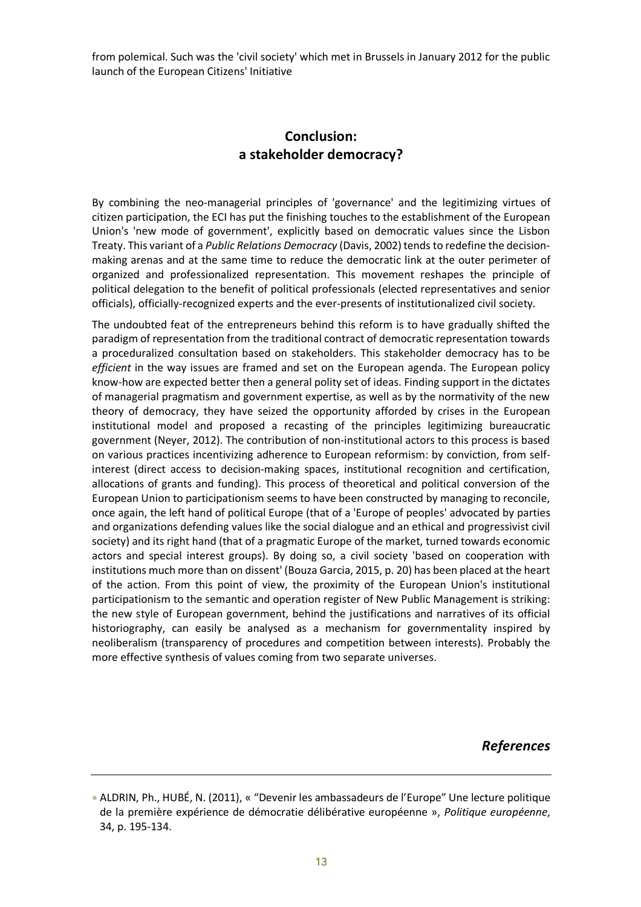from polemical. Such was the 'civil society' which met in Brussels in January 2012 for the public launch of the European Citizens' Initiative

## Conclusion: a stakeholder democracy?

By combining the neo-managerial principles of 'governance' and the legitimizing virtues of citizen participation, the ECI has put the finishing touches to the establishment of the European Union's 'new mode of government', explicitly based on democratic values since the Lisbon Treaty. This variant of a *Public Relations Democracy* (Davis, 2002) tends to redefine the decision-making arenas and at the same time to reduce the democratic link at the outer perimeter of organized and professionalized representation. This movement reshapes the principle of political delegation to the benefit of political professionals (elected representatives and senior officials), officially-recognized experts and the ever-presents of institutionalized civil society.

The undoubted feat of the entrepreneurs behind this reform is to have gradually shifted the paradigm of representation from the traditional contract of democratic representation towards a proceduralized consultation based on stakeholders. This stakeholder democracy has to be *efficient* in the way issues are framed and set on the European agenda. The European policy know-how are expected better then a general polity set of ideas. Finding support in the dictates of managerial pragmatism and government expertise, as well as by the normativity of the new theory of democracy, they have seized the opportunity afforded by crises in the European institutional model and proposed a recasting of the principles legitimizing bureaucratic government (Neyer, 2012). The contribution of non-institutional actors to this process is based on various practices incentivizing adherence to European reformism: by conviction, from self-interest (direct access to decision-making spaces, institutional recognition and certification, allocations of grants and funding). This process of theoretical and political conversion of the European Union to participationism seems to have been constructed by managing to reconcile, once again, the left hand of political Europe (that of a 'Europe of peoples' advocated by parties and organizations defending values like the social dialogue and an ethical and progressivist civil society) and its right hand (that of a pragmatic Europe of the market, turned towards economic actors and special interest groups). By doing so, a civil society 'based on cooperation with institutions much more than on dissent' (Bouza Garcia, 2015, p. 20) has been placed at the heart of the action. From this point of view, the proximity of the European Union's institutional participationism to the semantic and operation register of New Public Management is striking: the new style of European government, behind the justifications and narratives of its official historiography, can easily be analysed as a mechanism for governmentality inspired by neoliberalism (transparency of procedures and competition between interests). Probably the more effective synthesis of values coming from two separate universes.

## *References*

- ALDRIN, Ph., HUBÉ, N. (2011), « "Devenir les ambassadeurs de l'Europe" Une lecture politique de la première expérience de démocratie délibérative européenne », *Politique européenne*, 34, p. 195-134.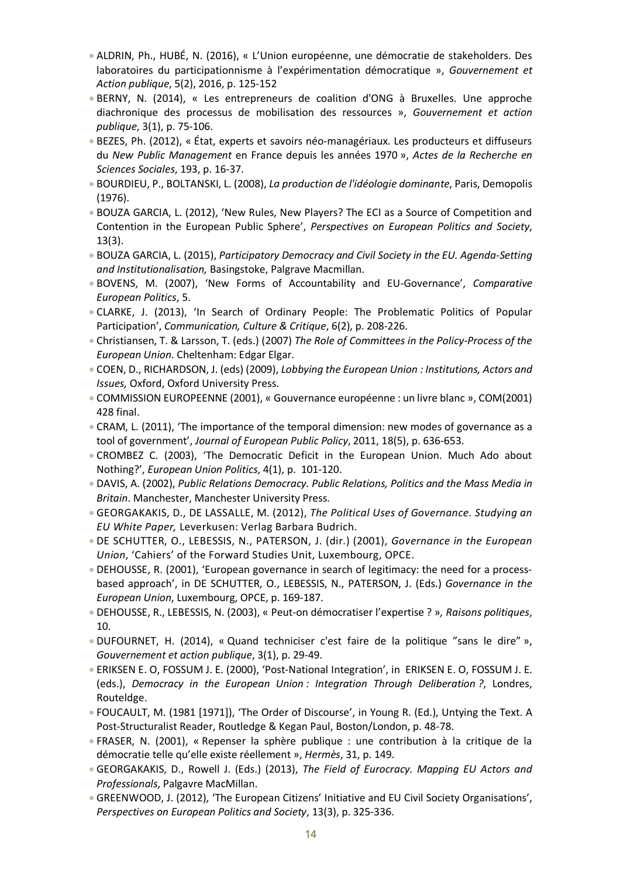- ALDRIN, Ph., HUBÉ, N. (2016), « L'Union européenne, une démocratie de stakeholders. Des laboratoires du participationnisme à l'expérimentation démocratique », *Gouvernement et Action publique*, 5(2), 2016, p. 125-152
- BERNY, N. (2014), « Les entrepreneurs de coalition d'ONG à Bruxelles. Une approche diachronique des processus de mobilisation des ressources », *Gouvernement et action publique*, 3(1), p. 75-106.
- BEZES, Ph. (2012), « État, experts et savoirs néo-managériaux. Les producteurs et diffuseurs du *New Public Management* en France depuis les années 1970 », *Actes de la Recherche en Sciences Sociales*, 193, p. 16-37.
- BOURDIEU, P., BOLTANSKI, L. (2008), *La production de l'idéologie dominante*, Paris, Demopolis (1976).
- BOUZA GARCIA, L. (2012), 'New Rules, New Players? The ECI as a Source of Competition and Contention in the European Public Sphere', *Perspectives on European Politics and Society*, 13(3).
- BOUZA GARCIA, L. (2015), *Participatory Democracy and Civil Society in the EU. Agenda-Setting and Institutionalisation,* Basingstoke, Palgrave Macmillan.
- BOVENS, M. (2007), 'New Forms of Accountability and EU-Governance', *Comparative European Politics*, 5.
- CLARKE, J. (2013), 'In Search of Ordinary People: The Problematic Politics of Popular Participation', *Communication, Culture & Critique*, 6(2), p. 208-226.
- Christiansen, T. & Larsson, T. (eds.) (2007) *The Role of Committees in the Policy-Process of the European Union*. Cheltenham: Edgar Elgar.
- COEN, D., RICHARDSON, J. (eds) (2009), *Lobbying the European Union : Institutions, Actors and Issues,* Oxford, Oxford University Press.
- COMMISSION EUROPEENNE (2001), « Gouvernance européenne : un livre blanc », COM(2001) 428 final.
- CRAM, L. (2011), 'The importance of the temporal dimension: new modes of governance as a tool of government', *Journal of European Public Policy*, 2011, 18(5), p. 636-653.
- CROMBEZ C. (2003), 'The Democratic Deficit in the European Union. Much Ado about Nothing?', *European Union Politics*, 4(1), p. 101-120.
- DAVIS, A. (2002), *Public Relations Democracy. Public Relations, Politics and the Mass Media in Britain*. Manchester, Manchester University Press.
- GEORGAKAKIS, D., DE LASSALLE, M. (2012), *The Political Uses of Governance. Studying an EU White Paper,* Leverkusen: Verlag Barbara Budrich.
- DE SCHUTTER, O., LEBESSIS, N., PATERSON, J. (dir.) (2001), *Governance in the European Union*, 'Cahiers' of the Forward Studies Unit, Luxembourg, OPCE.
- DEHOUSSE, R. (2001), 'European governance in search of legitimacy: the need for a process-based approach', in DE SCHUTTER, O., LEBESSIS, N., PATERSON, J. (Eds.) *Governance in the European Union*, Luxembourg, OPCE, p. 169-187.
- DEHOUSSE, R., LEBESSIS, N. (2003), « Peut-on démocratiser l'expertise ? »*, Raisons politiques*, 10.
- DUFOURNET, H. (2014), « Quand techniciser c'est faire de la politique "sans le dire" », *Gouvernement et action publique*, 3(1), p. 29-49.
- ERIKSEN E. O, FOSSUM J. E. (2000), 'Post-National Integration', in ERIKSEN E. O, FOSSUM J. E. (eds.), *Democracy in the European Union : Integration Through Deliberation ?*, Londres, Routeldge.
- FOUCAULT, M. (1981 [1971]), 'The Order of Discourse', in Young R. (Ed.), Untying the Text. A Post-Structuralist Reader, Routledge & Kegan Paul, Boston/London, p. 48-78.
- FRASER, N. (2001), « Repenser la sphère publique : une contribution à la critique de la démocratie telle qu'elle existe réellement », *Hermès*, 31, p. 149.
- GEORGAKAKIS, D., Rowell J. (Eds.) (2013), *The Field of Eurocracy. Mapping EU Actors and Professionals*, Palgavre MacMillan.
- GREENWOOD, J. (2012), 'The European Citizens' Initiative and EU Civil Society Organisations', *Perspectives on European Politics and Society*, 13(3), p. 325-336.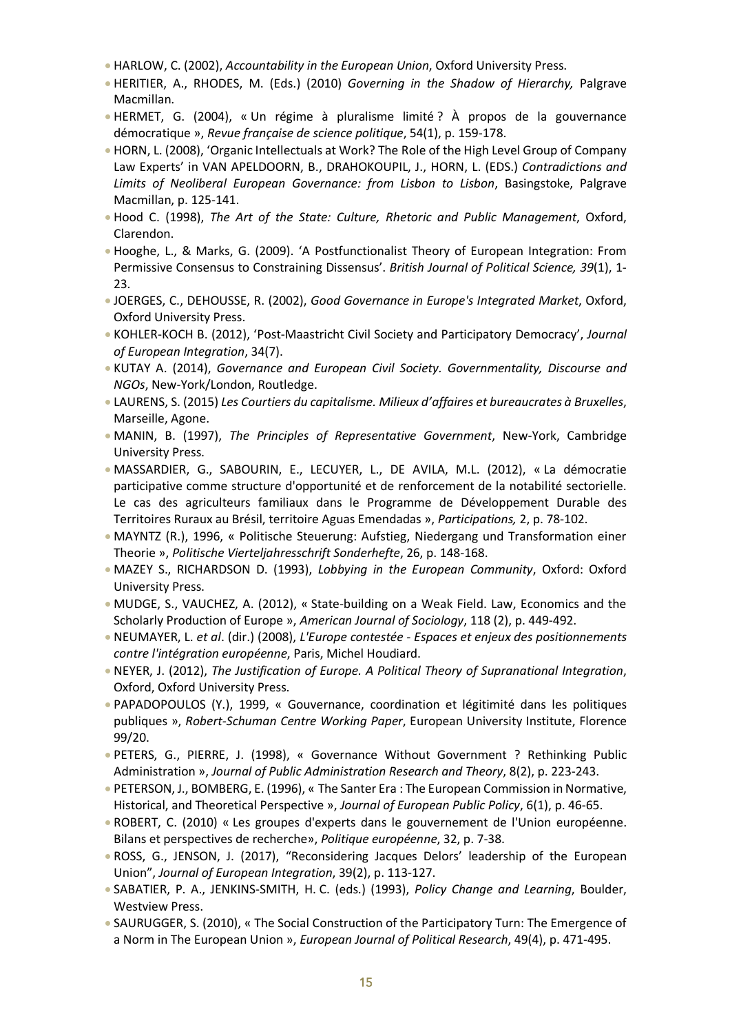- HARLOW, C. (2002), *Accountability in the European Union*, Oxford University Press.
- HERITIER, A., RHODES, M. (Eds.) (2010) *Governing in the Shadow of Hierarchy,* Palgrave Macmillan.
- HERMET, G. (2004), « Un régime à pluralisme limité ? À propos de la gouvernance démocratique », *Revue française de science politique*, 54(1), p. 159-178.
- HORN, L. (2008), 'Organic Intellectuals at Work? The Role of the High Level Group of Company Law Experts' in VAN APELDOORN, B., DRAHOKOUPIL, J., HORN, L. (EDS.) *Contradictions and Limits of Neoliberal European Governance: from Lisbon to Lisbon*, Basingstoke, Palgrave Macmillan, p. 125-141.
- Hood C. (1998), *The Art of the State: Culture, Rhetoric and Public Management*, Oxford, Clarendon.
- Hooghe, L., & Marks, G. (2009). 'A Postfunctionalist Theory of European Integration: From Permissive Consensus to Constraining Dissensus'. *British Journal of Political Science, 39*(1), 1-23.
- JOERGES, C., DEHOUSSE, R. (2002), *Good Governance in Europe's Integrated Market*, Oxford, Oxford University Press.
- KOHLER-KOCH B. (2012), 'Post-Maastricht Civil Society and Participatory Democracy', *Journal of European Integration*, 34(7).
- KUTAY A. (2014), *Governance and European Civil Society. Governmentality, Discourse and NGOs*, New-York/London, Routledge.
- LAURENS, S. (2015) *Les Courtiers du capitalisme. Milieux d'affaires et bureaucrates à Bruxelles*, Marseille, Agone.
- MANIN, B. (1997), *The Principles of Representative Government*, New-York, Cambridge University Press.
- MASSARDIER, G., SABOURIN, E., LECUYER, L., DE AVILA, M.L. (2012), « La démocratie participative comme structure d'opportunité et de renforcement de la notabilité sectorielle. Le cas des agriculteurs familiaux dans le Programme de Développement Durable des Territoires Ruraux au Brésil, territoire Aguas Emendadas », *Participations,* 2, p. 78-102.
- MAYNTZ (R.), 1996, « Politische Steuerung: Aufstieg, Niedergang und Transformation einer Theorie », *Politische Vierteljahresschrift Sonderhefte*, 26, p. 148-168.
- MAZEY S., RICHARDSON D. (1993), *Lobbying in the European Community*, Oxford: Oxford University Press.
- MUDGE, S., VAUCHEZ, A. (2012), « State-building on a Weak Field. Law, Economics and the Scholarly Production of Europe », *American Journal of Sociology*, 118 (2), p. 449-492.
- NEUMAYER, L. *et al*. (dir.) (2008), *L'Europe contestée - Espaces et enjeux des positionnements contre l'intégration européenne*, Paris, Michel Houdiard.
- NEYER, J. (2012), *The Justification of Europe. A Political Theory of Supranational Integration*, Oxford, Oxford University Press.
- PAPADOPOULOS (Y.), 1999, « Gouvernance, coordination et légitimité dans les politiques publiques », *Robert-Schuman Centre Working Paper*, European University Institute, Florence 99/20.
- PETERS, G., PIERRE, J. (1998), « Governance Without Government ? Rethinking Public Administration », *Journal of Public Administration Research and Theory*, 8(2), p. 223-243.
- PETERSON, J., BOMBERG, E. (1996), « The Santer Era : The European Commission in Normative, Historical, and Theoretical Perspective », *Journal of European Public Policy*, 6(1), p. 46-65.
- ROBERT, C. (2010) « Les groupes d'experts dans le gouvernement de l'Union européenne. Bilans et perspectives de recherche», *Politique européenne*, 32, p. 7-38.
- ROSS, G., JENSON, J. (2017), "Reconsidering Jacques Delors' leadership of the European Union", *Journal of European Integration*, 39(2), p. 113-127.
- SABATIER, P. A., JENKINS-SMITH, H. C. (eds.) (1993), *Policy Change and Learning*, Boulder, Westview Press.
- SAURUGGER, S. (2010), « The Social Construction of the Participatory Turn: The Emergence of a Norm in The European Union », *European Journal of Political Research*, 49(4), p. 471-495.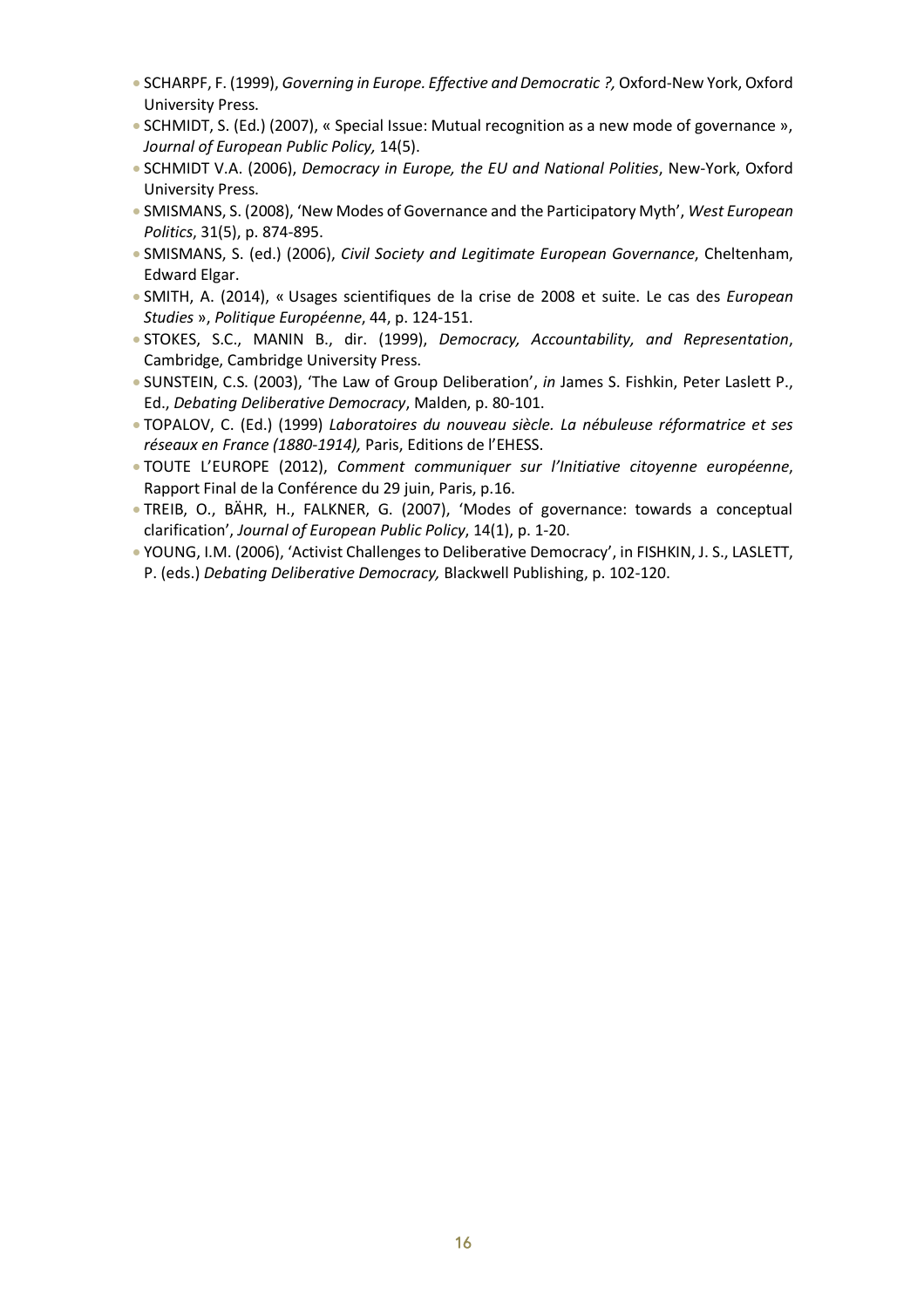- SCHARPF, F. (1999), *Governing in Europe. Effective and Democratic ?,* Oxford-New York, Oxford University Press.
- SCHMIDT, S. (Ed.) (2007), « Special Issue: Mutual recognition as a new mode of governance », *Journal of European Public Policy,* 14(5).
- SCHMIDT V.A. (2006), *Democracy in Europe, the EU and National Polities*, New-York, Oxford University Press.
- SMISMANS, S. (2008), 'New Modes of Governance and the Participatory Myth', *West European Politics*, 31(5), p. 874-895.
- SMISMANS, S. (ed.) (2006), *Civil Society and Legitimate European Governance*, Cheltenham, Edward Elgar.
- SMITH, A. (2014), « Usages scientifiques de la crise de 2008 et suite. Le cas des *European Studies* », *Politique Européenne*, 44, p. 124-151.
- STOKES, S.C., MANIN B., dir. (1999), *Democracy, Accountability, and Representation*, Cambridge, Cambridge University Press.
- SUNSTEIN, C.S. (2003), 'The Law of Group Deliberation', *in* James S. Fishkin, Peter Laslett P., Ed., *Debating Deliberative Democracy*, Malden, p. 80-101.
- TOPALOV, C. (Ed.) (1999) *Laboratoires du nouveau siècle. La nébuleuse réformatrice et ses réseaux en France (1880-1914),* Paris, Editions de l'EHESS.
- TOUTE L'EUROPE (2012), *Comment communiquer sur l'Initiative citoyenne européenne*, Rapport Final de la Conférence du 29 juin, Paris, p.16.
- TREIB, O., BÄHR, H., FALKNER, G. (2007), 'Modes of governance: towards a conceptual clarification', *Journal of European Public Policy*, 14(1), p. 1-20.
- YOUNG, I.M. (2006), 'Activist Challenges to Deliberative Democracy', in FISHKIN, J. S., LASLETT, P. (eds.) *Debating Deliberative Democracy,* Blackwell Publishing, p. 102-120.